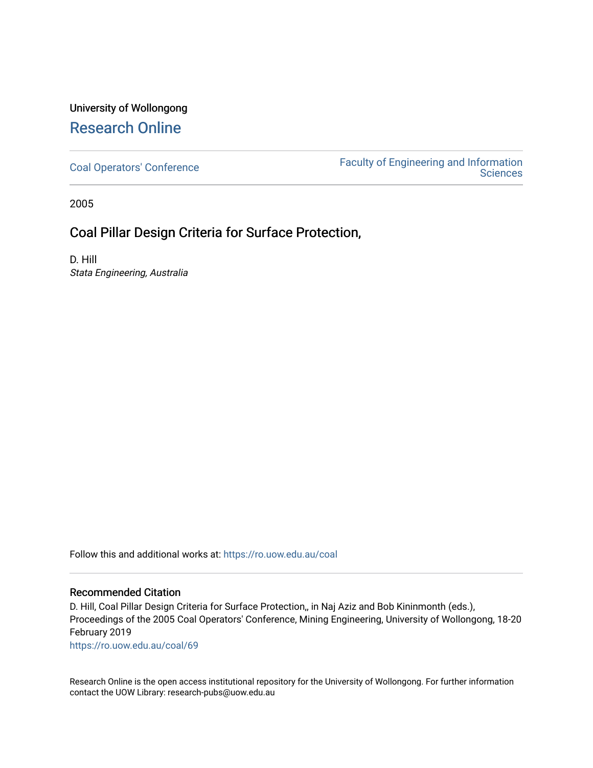University of Wollongong

# Research Online

Coal Operators' Conference

Faculty of Engineering and Information Sciences

2005

## Coal Pillar Design Criteria for Surface Protection,

D. Hill

*Stata Engineering, Australia*

Follow this and additional works at: https://ro.uow.edu.au/coal

### Recommended Citation

D. Hill, Coal Pillar Design Criteria for Surface Protection,, in Naj Aziz and Bob Kininmonth (eds.), Proceedings of the 2005 Coal Operators' Conference, Mining Engineering, University of Wollongong, 18-20 February 2019

https://ro.uow.edu.au/coal/69

Research Online is the open access institutional repository for the University of Wollongong. For further information contact the UOW Library: research-pubs@uow.edu.au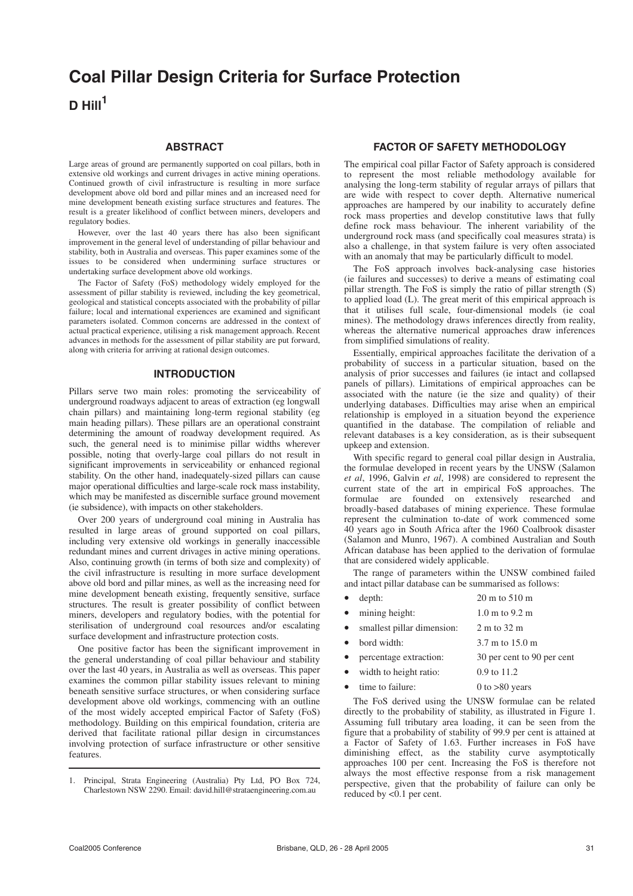# Coal Pillar Design Criteria for Surface Protection

**D Hill[1]**

## ABSTRACT

Large areas of ground are permanently supported on coal pillars, both in extensive old workings and current drivages in active mining operations. Continued growth of civil infrastructure is resulting in more surface development above old bord and pillar mines and an increased need for mine development beneath existing surface structures and features. The result is a greater likelihood of conflict between miners, developers and regulatory bodies.

However, over the last 40 years there has also been significant improvement in the general level of understanding of pillar behaviour and stability, both in Australia and overseas. This paper examines some of the issues to be considered when undermining surface structures or undertaking surface development above old workings.

The Factor of Safety (FoS) methodology widely employed for the assessment of pillar stability is reviewed, including the key geometrical, geological and statistical concepts associated with the probability of pillar failure; local and international experiences are examined and significant parameters isolated. Common concerns are addressed in the context of actual practical experience, utilising a risk management approach. Recent advances in methods for the assessment of pillar stability are put forward, along with criteria for arriving at rational design outcomes.

## INTRODUCTION

Pillars serve two main roles: promoting the serviceability of underground roadways adjacent to areas of extraction (eg longwall chain pillars) and maintaining long-term regional stability (eg main heading pillars). These pillars are an operational constraint determining the amount of roadway development required. As such, the general need is to minimise pillar widths wherever possible, noting that overly-large coal pillars do not result in significant improvements in serviceability or enhanced regional stability. On the other hand, inadequately-sized pillars can cause major operational difficulties and large-scale rock mass instability, which may be manifested as discernible surface ground movement (ie subsidence), with impacts on other stakeholders.

Over 200 years of underground coal mining in Australia has resulted in large areas of ground supported on coal pillars, including very extensive old workings in generally inaccessible redundant mines and current drivages in active mining operations. Also, continuing growth (in terms of both size and complexity) of the civil infrastructure is resulting in more surface development above old bord and pillar mines, as well as the increasing need for mine development beneath existing, frequently sensitive, surface structures. The result is greater possibility of conflict between miners, developers and regulatory bodies, with the potential for sterilisation of underground coal resources and/or escalating surface development and infrastructure protection costs.

One positive factor has been the significant improvement in the general understanding of coal pillar behaviour and stability over the last 40 years, in Australia as well as overseas. This paper examines the common pillar stability issues relevant to mining beneath sensitive surface structures, or when considering surface development above old workings, commencing with an outline of the most widely accepted empirical Factor of Safety (FoS) methodology. Building on this empirical foundation, criteria are derived that facilitate rational pillar design in circumstances involving protection of surface infrastructure or other sensitive features.

1. Principal, Strata Engineering (Australia) Pty Ltd, PO Box 724, Charlestown NSW 2290. Email: david.hill@strataengineering.com.au

## FACTOR OF SAFETY METHODOLOGY

The empirical coal pillar Factor of Safety approach is considered to represent the most reliable methodology available for analysing the long-term stability of regular arrays of pillars that are wide with respect to cover depth. Alternative numerical approaches are hampered by our inability to accurately define rock mass properties and develop constitutive laws that fully define rock mass behaviour. The inherent variability of the underground rock mass (and specifically coal measures strata) is also a challenge, in that system failure is very often associated with an anomaly that may be particularly difficult to model.

The FoS approach involves back-analysing case histories (ie failures and successes) to derive a means of estimating coal pillar strength. The FoS is simply the ratio of pillar strength (S) to applied load (L). The great merit of this empirical approach is that it utilises full scale, four-dimensional models (ie coal mines). The methodology draws inferences directly from reality, whereas the alternative numerical approaches draw inferences from simplified simulations of reality.

Essentially, empirical approaches facilitate the derivation of a probability of success in a particular situation, based on the analysis of prior successes and failures (ie intact and collapsed panels of pillars). Limitations of empirical approaches can be associated with the nature (ie the size and quality) of their underlying databases. Difficulties may arise when an empirical relationship is employed in a situation beyond the experience quantified in the database. The compilation of reliable and relevant databases is a key consideration, as is their subsequent upkeep and extension.

With specific regard to general coal pillar design in Australia, the formulae developed in recent years by the UNSW (Salamon *et al*, 1996, Galvin *et al*, 1998) are considered to represent the current state of the art in empirical FoS approaches. The formulae are founded on extensively researched and broadly-based databases of mining experience. These formulae represent the culmination to-date of work commenced some 40 years ago in South Africa after the 1960 Coalbrook disaster (Salamon and Munro, 1967). A combined Australian and South African database has been applied to the derivation of formulae that are considered widely applicable.

The range of parameters within the UNSW combined failed and intact pillar database can be summarised as follows:

- depth: 20 m to 510 m
- mining height: 1.0 m to 9.2 m
- smallest pillar dimension: 2 m to 32 m
- bord width: 3.7 m to 15.0 m
- percentage extraction: 30 per cent to 90 per cent
- width to height ratio: 0.9 to 11.2
- time to failure: 0 to >80 years

The FoS derived using the UNSW formulae can be related directly to the probability of stability, as illustrated in Figure 1. Assuming full tributary area loading, it can be seen from the figure that a probability of stability of 99.9 per cent is attained at a Factor of Safety of 1.63. Further increases in FoS have diminishing effect, as the stability curve asymptotically approaches 100 per cent. Increasing the FoS is therefore not always the most effective response from a risk management perspective, given that the probability of failure can only be reduced by <0.1 per cent.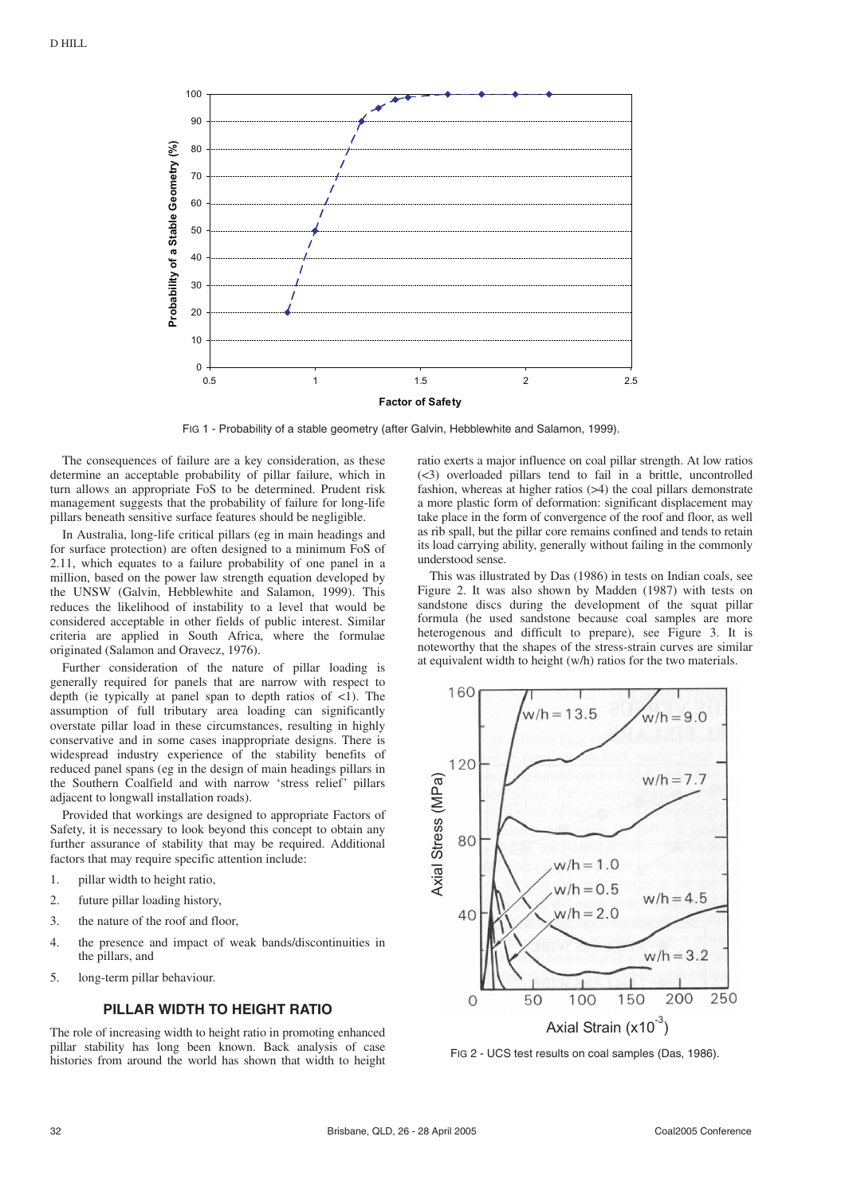FIG 1 - Probability of a stable geometry (after Galvin, Hebblewhite and Salamon, 1999).

The consequences of failure are a key consideration, as these determine an acceptable probability of pillar failure, which in turn allows an appropriate FoS to be determined. Prudent risk management suggests that the probability of failure for long-life pillars beneath sensitive surface features should be negligible.

In Australia, long-life critical pillars (eg in main headings and for surface protection) are often designed to a minimum FoS of 2.11, which equates to a failure probability of one panel in a million, based on the power law strength equation developed by the UNSW (Galvin, Hebblewhite and Salamon, 1999). This reduces the likelihood of instability to a level that would be considered acceptable in other fields of public interest. Similar criteria are applied in South Africa, where the formulae originated (Salamon and Oravecz, 1976).

Further consideration of the nature of pillar loading is generally required for panels that are narrow with respect to depth (ie typically at panel span to depth ratios of <1). The assumption of full tributary area loading can significantly overstate pillar load in these circumstances, resulting in highly conservative and in some cases inappropriate designs. There is widespread industry experience of the stability benefits of reduced panel spans (eg in the design of main headings pillars in the Southern Coalfield and with narrow 'stress relief' pillars adjacent to longwall installation roads).

Provided that workings are designed to appropriate Factors of Safety, it is necessary to look beyond this concept to obtain any further assurance of stability that may be required. Additional factors that may require specific attention include:

1. pillar width to height ratio,
2. future pillar loading history,
3. the nature of the roof and floor,
4. the presence and impact of weak bands/discontinuities in the pillars, and
5. long-term pillar behaviour.

## PILLAR WIDTH TO HEIGHT RATIO

The role of increasing width to height ratio in promoting enhanced pillar stability has long been known. Back analysis of case histories from around the world has shown that width to height ratio exerts a major influence on coal pillar strength. At low ratios (<3) overloaded pillars tend to fail in a brittle, uncontrolled fashion, whereas at higher ratios (>4) the coal pillars demonstrate a more plastic form of deformation: significant displacement may take place in the form of convergence of the roof and floor, as well as rib spall, but the pillar core remains confined and tends to retain its load carrying ability, generally without failing in the commonly understood sense.

This was illustrated by Das (1986) in tests on Indian coals, see Figure 2. It was also shown by Madden (1987) with tests on sandstone discs during the development of the squat pillar formula (he used sandstone because coal samples are more heterogenous and difficult to prepare), see Figure 3. It is noteworthy that the shapes of the stress-strain curves are similar at equivalent width to height (w/h) ratios for the two materials.

FIG 2 - UCS test results on coal samples (Das, 1986).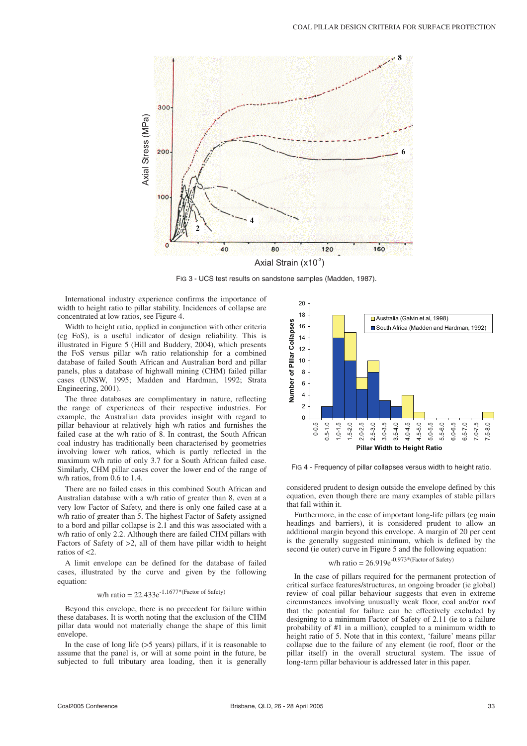FIG 3 - UCS test results on sandstone samples (Madden, 1987).

International industry experience confirms the importance of width to height ratio to pillar stability. Incidences of collapse are concentrated at low ratios, see Figure 4.

Width to height ratio, applied in conjunction with other criteria (eg FoS), is a useful indicator of design reliability. This is illustrated in Figure 5 (Hill and Buddery, 2004), which presents the FoS versus pillar w/h ratio relationship for a combined database of failed South African and Australian bord and pillar panels, plus a database of highwall mining (CHM) failed pillar cases (UNSW, 1995; Madden and Hardman, 1992; Strata Engineering, 2001).

The three databases are complimentary in nature, reflecting the range of experiences of their respective industries. For example, the Australian data provides insight with regard to pillar behaviour at relatively high w/h ratios and furnishes the failed case at the w/h ratio of 8. In contrast, the South African coal industry has traditionally been characterised by geometries involving lower w/h ratios, which is partly reflected in the maximum w/h ratio of only 3.7 for a South African failed case. Similarly, CHM pillar cases cover the lower end of the range of w/h ratios, from 0.6 to 1.4.

There are no failed cases in this combined South African and Australian database with a w/h ratio of greater than 8, even at a very low Factor of Safety, and there is only one failed case at a w/h ratio of greater than 5. The highest Factor of Safety assigned to a bord and pillar collapse is 2.1 and this was associated with a w/h ratio of only 2.2. Although there are failed CHM pillars with Factors of Safety of >2, all of them have pillar width to height ratios of <2.

A limit envelope can be defined for the database of failed cases, illustrated by the curve and given by the following equation:

$$\text{w/h ratio} = 22.433e^{-1.1677*(\text{Factor of Safety})}$$

Beyond this envelope, there is no precedent for failure within these databases. It is worth noting that the exclusion of the CHM pillar data would not materially change the shape of this limit envelope.

In the case of long life (>5 years) pillars, if it is reasonable to assume that the panel is, or will at some point in the future, be subjected to full tributary area loading, then it is generally considered prudent to design outside the envelope defined by this equation, even though there are many examples of stable pillars that fall within it.

Furthermore, in the case of important long-life pillars (eg main headings and barriers), it is considered prudent to allow an additional margin beyond this envelope. A margin of 20 per cent is the generally suggested minimum, which is defined by the second (ie outer) curve in Figure 5 and the following equation:

$$\text{w/h ratio} = 26.919e^{-0.973*(\text{Factor of Safety})}$$

In the case of pillars required for the permanent protection of critical surface features/structures, an ongoing broader (ie global) review of coal pillar behaviour suggests that even in extreme circumstances involving unusually weak floor, coal and/or roof that the potential for failure can be effectively excluded by designing to a minimum Factor of Safety of 2.11 (ie to a failure probability of #1 in a million), coupled to a minimum width to height ratio of 5. Note that in this context, 'failure' means pillar collapse due to the failure of any element (ie roof, floor or the pillar itself) in the overall structural system. The issue of long-term pillar behaviour is addressed later in this paper.

FIG 4 - Frequency of pillar collapses versus width to height ratio.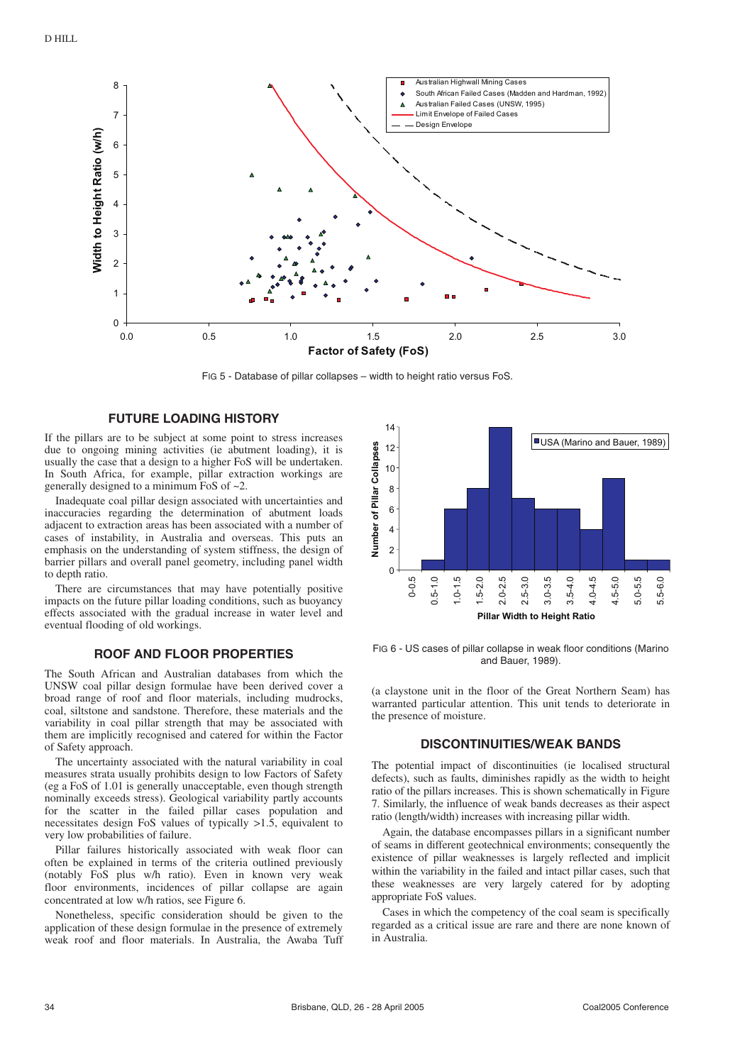FIG 5 - Database of pillar collapses – width to height ratio versus FoS.

## FUTURE LOADING HISTORY

If the pillars are to be subject at some point to stress increases due to ongoing mining activities (ie abutment loading), it is usually the case that a design to a higher FoS will be undertaken. In South Africa, for example, pillar extraction workings are generally designed to a minimum FoS of ~2.

Inadequate coal pillar design associated with uncertainties and inaccuracies regarding the determination of abutment loads adjacent to extraction areas has been associated with a number of cases of instability, in Australia and overseas. This puts an emphasis on the understanding of system stiffness, the design of barrier pillars and overall panel geometry, including panel width to depth ratio.

There are circumstances that may have potentially positive impacts on the future pillar loading conditions, such as buoyancy effects associated with the gradual increase in water level and eventual flooding of old workings.

## ROOF AND FLOOR PROPERTIES

The South African and Australian databases from which the UNSW coal pillar design formulae have been derived cover a broad range of roof and floor materials, including mudrocks, coal, siltstone and sandstone. Therefore, these materials and the variability in coal pillar strength that may be associated with them are implicitly recognised and catered for within the Factor of Safety approach.

The uncertainty associated with the natural variability in coal measures strata usually prohibits design to low Factors of Safety (eg a FoS of 1.01 is generally unacceptable, even though strength nominally exceeds stress). Geological variability partly accounts for the scatter in the failed pillar cases population and necessitates design FoS values of typically >1.5, equivalent to very low probabilities of failure.

Pillar failures historically associated with weak floor can often be explained in terms of the criteria outlined previously (notably FoS plus w/h ratio). Even in known very weak floor environments, incidences of pillar collapse are again concentrated at low w/h ratios, see Figure 6.

Nonetheless, specific consideration should be given to the application of these design formulae in the presence of extremely weak roof and floor materials. In Australia, the Awaba Tuff (a claystone unit in the floor of the Great Northern Seam) has warranted particular attention. This unit tends to deteriorate in the presence of moisture.

FIG 6 - US cases of pillar collapse in weak floor conditions (Marino and Bauer, 1989).

## DISCONTINUITIES/WEAK BANDS

The potential impact of discontinuities (ie localised structural defects), such as faults, diminishes rapidly as the width to height ratio of the pillars increases. This is shown schematically in Figure 7. Similarly, the influence of weak bands decreases as their aspect ratio (length/width) increases with increasing pillar width.

Again, the database encompasses pillars in a significant number of seams in different geotechnical environments; consequently the existence of pillar weaknesses is largely reflected and implicit within the variability in the failed and intact pillar cases, such that these weaknesses are very largely catered for by adopting appropriate FoS values.

Cases in which the competency of the coal seam is specifically regarded as a critical issue are rare and there are none known of in Australia.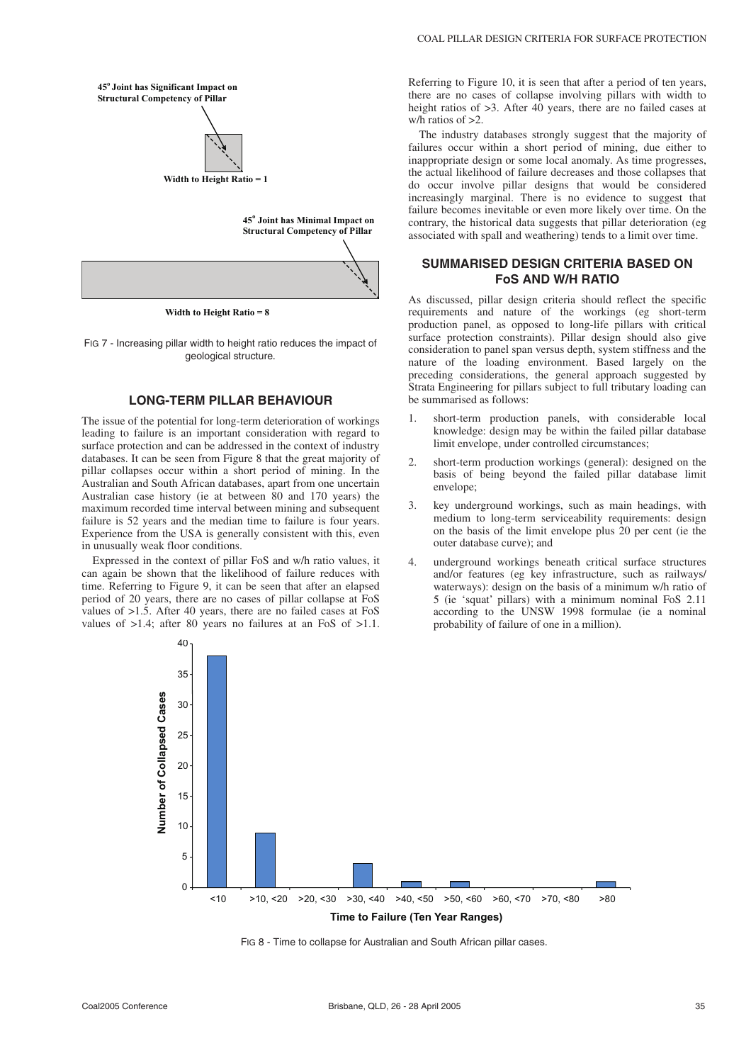45° Joint has Significant Impact on Structural Competency of Pillar

Width to Height Ratio = 1

45° Joint has Minimal Impact on Structural Competency of Pillar

Width to Height Ratio = 8

FIG 7 - Increasing pillar width to height ratio reduces the impact of geological structure.

## LONG-TERM PILLAR BEHAVIOUR

The issue of the potential for long-term deterioration of workings leading to failure is an important consideration with regard to surface protection and can be addressed in the context of industry databases. It can be seen from Figure 8 that the great majority of pillar collapses occur within a short period of mining. In the Australian and South African databases, apart from one uncertain Australian case history (ie at between 80 and 170 years) the maximum recorded time interval between mining and subsequent failure is 52 years and the median time to failure is four years. Experience from the USA is generally consistent with this, even in unusually weak floor conditions.

Expressed in the context of pillar FoS and w/h ratio values, it can again be shown that the likelihood of failure reduces with time. Referring to Figure 9, it can be seen that after an elapsed period of 20 years, there are no cases of pillar collapse at FoS values of >1.5. After 40 years, there are no failed cases at FoS values of >1.4; after 80 years no failures at an FoS of >1.1.

Referring to Figure 10, it is seen that after a period of ten years, there are no cases of collapse involving pillars with width to height ratios of >3. After 40 years, there are no failed cases at w/h ratios of >2.

The industry databases strongly suggest that the majority of failures occur within a short period of mining, due either to inappropriate design or some local anomaly. As time progresses, the actual likelihood of failure decreases and those collapses that do occur involve pillar designs that would be considered increasingly marginal. There is no evidence to suggest that failure becomes inevitable or even more likely over time. On the contrary, the historical data suggests that pillar deterioration (eg associated with spall and weathering) tends to a limit over time.

## SUMMARISED DESIGN CRITERIA BASED ON FoS AND W/H RATIO

As discussed, pillar design criteria should reflect the specific requirements and nature of the workings (eg short-term production panel, as opposed to long-life pillars with critical surface protection constraints). Pillar design should also give consideration to panel span versus depth, system stiffness and the nature of the loading environment. Based largely on the preceding considerations, the general approach suggested by Strata Engineering for pillars subject to full tributary loading can be summarised as follows:

1. short-term production panels, with considerable local knowledge: design may be within the failed pillar database limit envelope, under controlled circumstances;
2. short-term production workings (general): designed on the basis of being beyond the failed pillar database limit envelope;
3. key underground workings, such as main headings, with medium to long-term serviceability requirements: design on the basis of the limit envelope plus 20 per cent (ie the outer database curve); and
4. underground workings beneath critical surface structures and/or features (eg key infrastructure, such as railways/waterways): design on the basis of a minimum w/h ratio of 5 (ie 'squat' pillars) with a minimum nominal FoS 2.11 according to the UNSW 1998 formulae (ie a nominal probability of failure of one in a million).

| Time to Failure (Ten Year Ranges) | Number of Collapsed Cases |
|---|---|
| <10 | 38 |
| >10, <20 | 9 |
| >20, <30 | 0 |
| >30, <40 | 4 |
| >40, <50 | 1 |
| >50, <60 | 1 |
| >60, <70 | 0 |
| >70, <80 | 0 |
| >80 | 1 |

FIG 8 - Time to collapse for Australian and South African pillar cases.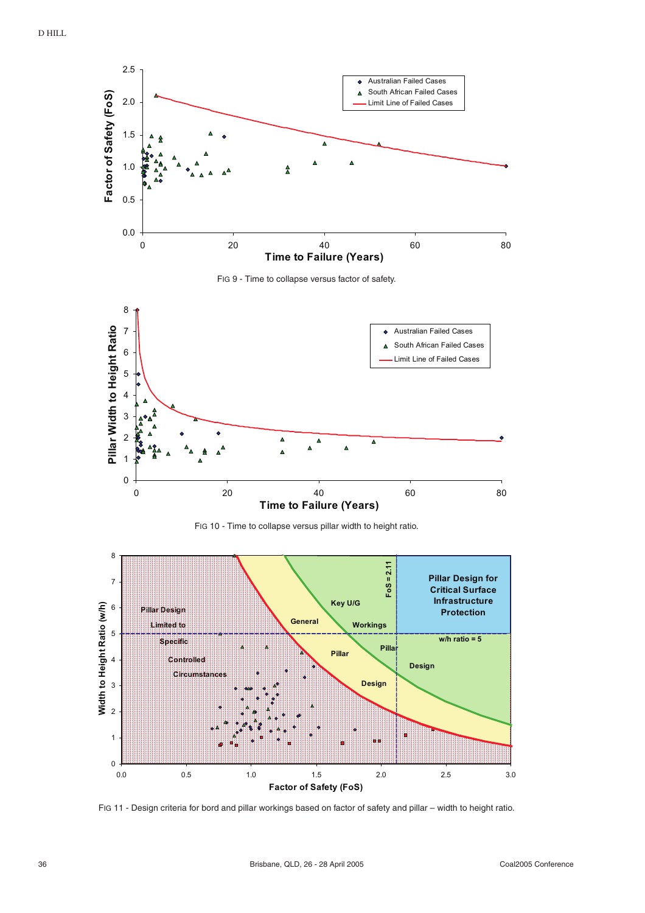FIG 9 - Time to collapse versus factor of safety.

FIG 10 - Time to collapse versus pillar width to height ratio.

FIG 11 - Design criteria for bord and pillar workings based on factor of safety and pillar – width to height ratio.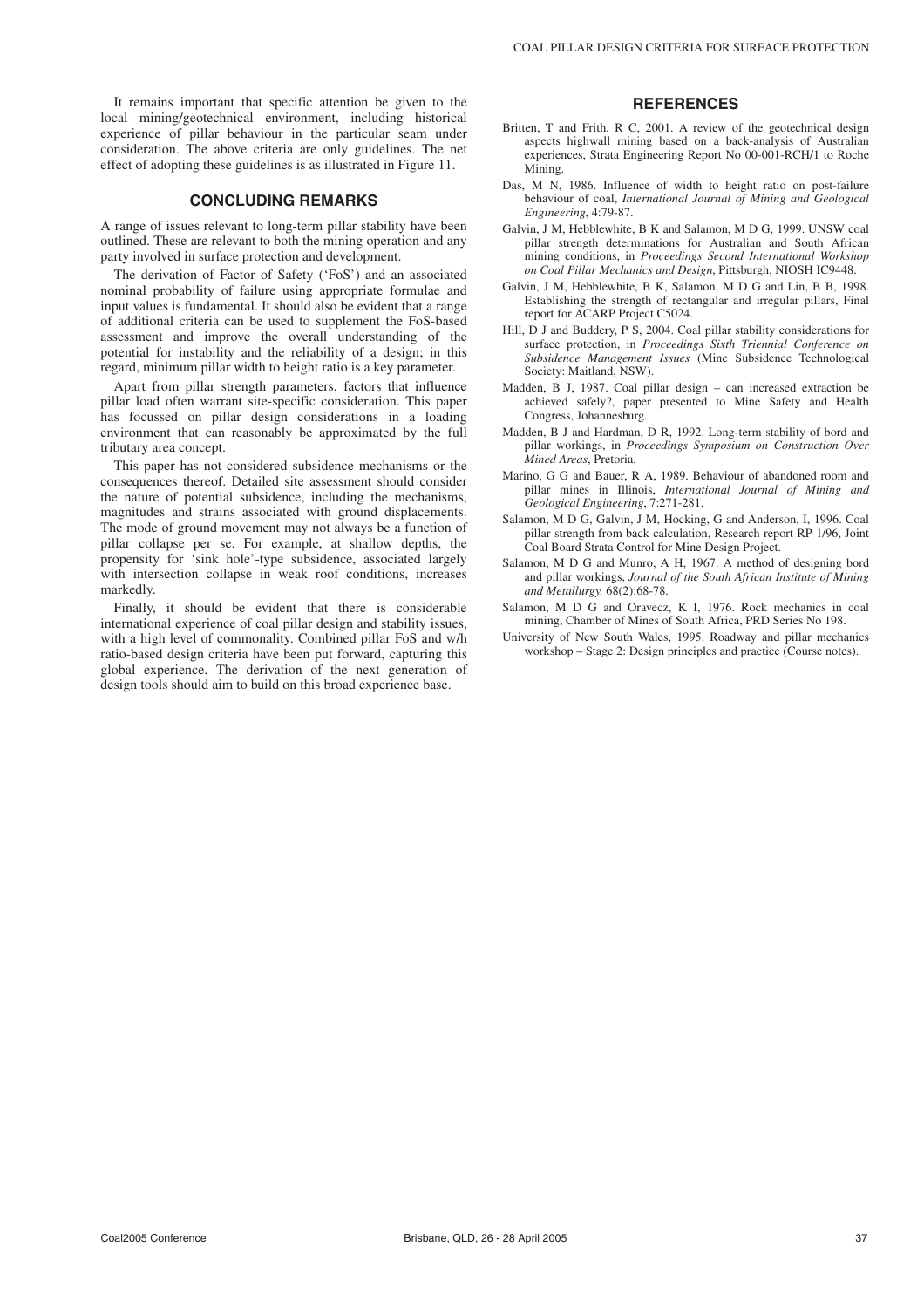It remains important that specific attention be given to the local mining/geotechnical environment, including historical experience of pillar behaviour in the particular seam under consideration. The above criteria are only guidelines. The net effect of adopting these guidelines is as illustrated in Figure 11.

## CONCLUDING REMARKS

A range of issues relevant to long-term pillar stability have been outlined. These are relevant to both the mining operation and any party involved in surface protection and development.

The derivation of Factor of Safety ('FoS') and an associated nominal probability of failure using appropriate formulae and input values is fundamental. It should also be evident that a range of additional criteria can be used to supplement the FoS-based assessment and improve the overall understanding of the potential for instability and the reliability of a design; in this regard, minimum pillar width to height ratio is a key parameter.

Apart from pillar strength parameters, factors that influence pillar load often warrant site-specific consideration. This paper has focussed on pillar design considerations in a loading environment that can reasonably be approximated by the full tributary area concept.

This paper has not considered subsidence mechanisms or the consequences thereof. Detailed site assessment should consider the nature of potential subsidence, including the mechanisms, magnitudes and strains associated with ground displacements. The mode of ground movement may not always be a function of pillar collapse per se. For example, at shallow depths, the propensity for 'sink hole'-type subsidence, associated largely with intersection collapse in weak roof conditions, increases markedly.

Finally, it should be evident that there is considerable international experience of coal pillar design and stability issues, with a high level of commonality. Combined pillar FoS and w/h ratio-based design criteria have been put forward, capturing this global experience. The derivation of the next generation of design tools should aim to build on this broad experience base.

## REFERENCES

Britten, T and Frith, R C, 2001. A review of the geotechnical design aspects highwall mining based on a back-analysis of Australian experiences, Strata Engineering Report No 00-001-RCH/1 to Roche Mining.

Das, M N, 1986. Influence of width to height ratio on post-failure behaviour of coal, *International Journal of Mining and Geological Engineering*, 4:79-87.

Galvin, J M, Hebblewhite, B K and Salamon, M D G, 1999. UNSW coal pillar strength determinations for Australian and South African mining conditions, in *Proceedings Second International Workshop on Coal Pillar Mechanics and Design*, Pittsburgh, NIOSH IC9448.

Galvin, J M, Hebblewhite, B K, Salamon, M D G and Lin, B B, 1998. Establishing the strength of rectangular and irregular pillars, Final report for ACARP Project C5024.

Hill, D J and Buddery, P S, 2004. Coal pillar stability considerations for surface protection, in *Proceedings Sixth Triennial Conference on Subsidence Management Issues* (Mine Subsidence Technological Society: Maitland, NSW).

Madden, B J, 1987. Coal pillar design – can increased extraction be achieved safely?, paper presented to Mine Safety and Health Congress, Johannesburg.

Madden, B J and Hardman, D R, 1992. Long-term stability of bord and pillar workings, in *Proceedings Symposium on Construction Over Mined Areas*, Pretoria.

Marino, G G and Bauer, R A, 1989. Behaviour of abandoned room and pillar mines in Illinois, *International Journal of Mining and Geological Engineering*, 7:271-281.

Salamon, M D G, Galvin, J M, Hocking, G and Anderson, I, 1996. Coal pillar strength from back calculation, Research report RP 1/96, Joint Coal Board Strata Control for Mine Design Project.

Salamon, M D G and Munro, A H, 1967. A method of designing bord and pillar workings, *Journal of the South African Institute of Mining and Metallurgy,* 68(2):68-78.

Salamon, M D G and Oravecz, K I, 1976. Rock mechanics in coal mining, Chamber of Mines of South Africa, PRD Series No 198.

University of New South Wales, 1995. Roadway and pillar mechanics workshop – Stage 2: Design principles and practice (Course notes).